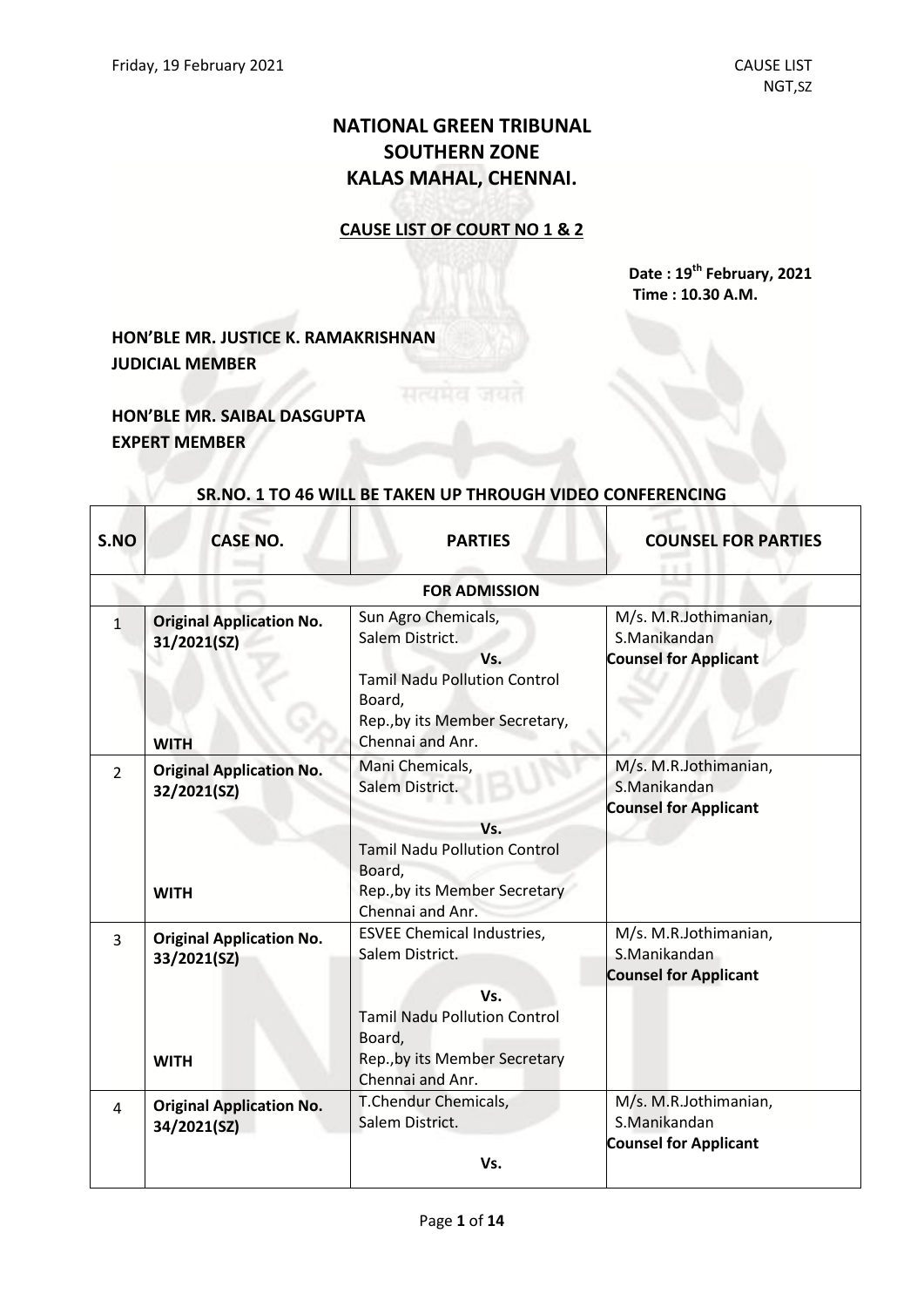# NATIONAL GREEN TRIBUNAL
# SOUTHERN ZONE
# KALAS MAHAL, CHENNAI.

**CAUSE LIST OF COURT NO 1 & 2**

**Date : 19th February, 2021**
**Time : 10.30 A.M.**

**HON'BLE MR. JUSTICE K. RAMAKRISHNAN**
**JUDICIAL MEMBER**

**HON'BLE MR. SAIBAL DASGUPTA**
**EXPERT MEMBER**

**SR.NO. 1 TO 46 WILL BE TAKEN UP THROUGH VIDEO CONFERENCING**

| S.NO | CASE NO. | PARTIES | COUNSEL FOR PARTIES |
|---|---|---|---|
| | | **FOR ADMISSION** | |
| 1 | **Original Application No. 31/2021(SZ)** **WITH** | Sun Agro Chemicals, Salem District. Vs. Tamil Nadu Pollution Control Board, Rep.,by its Member Secretary, Chennai and Anr. | M/s. M.R.Jothimanian, S.Manikandan **Counsel for Applicant** |
| 2 | **Original Application No. 32/2021(SZ)** **WITH** | Mani Chemicals, Salem District. Vs. Tamil Nadu Pollution Control Board, Rep.,by its Member Secretary Chennai and Anr. | M/s. M.R.Jothimanian, S.Manikandan **Counsel for Applicant** |
| 3 | **Original Application No. 33/2021(SZ)** **WITH** | ESVEE Chemical Industries, Salem District. Vs. Tamil Nadu Pollution Control Board, Rep.,by its Member Secretary Chennai and Anr. | M/s. M.R.Jothimanian, S.Manikandan **Counsel for Applicant** |
| 4 | **Original Application No. 34/2021(SZ)** | T.Chendur Chemicals, Salem District. Vs. | M/s. M.R.Jothimanian, S.Manikandan **Counsel for Applicant** |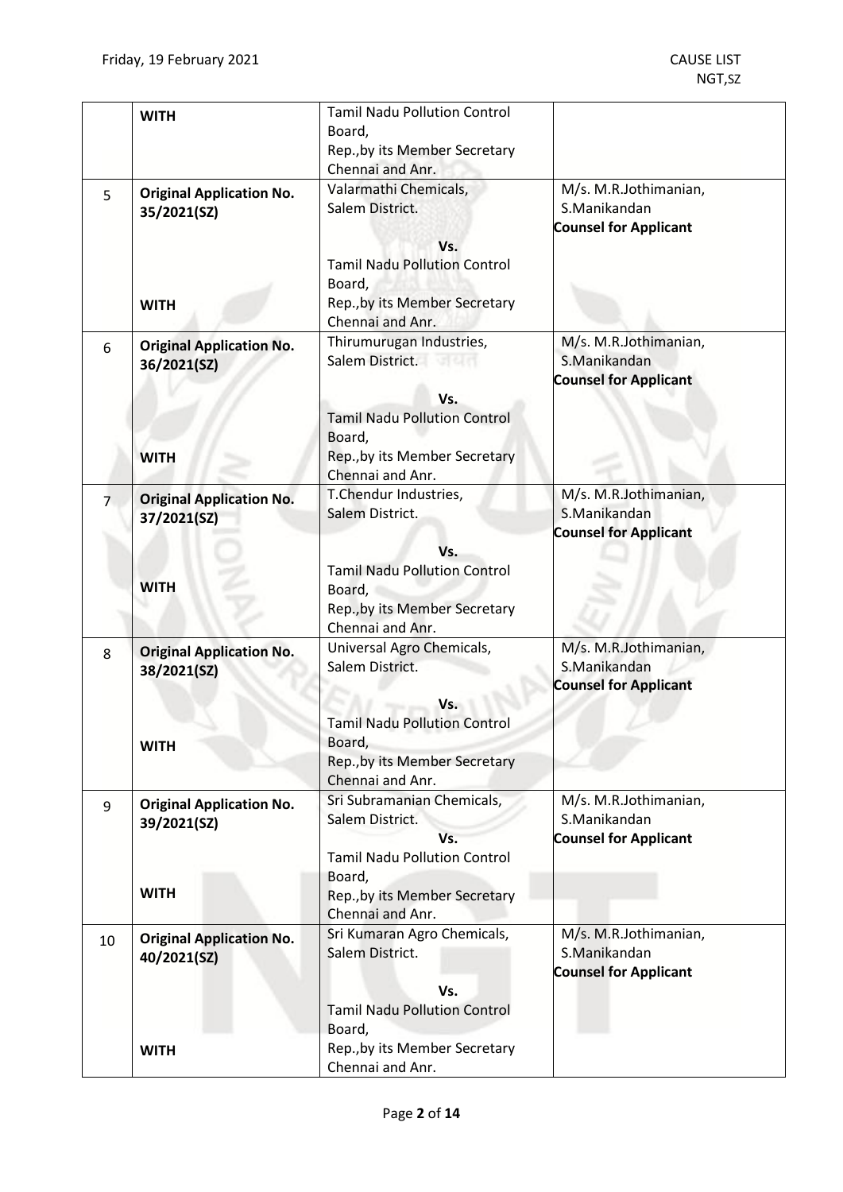|  | WITH | Tamil Nadu Pollution Control Board,<br>Rep.,by its Member Secretary<br>Chennai and Anr. |  |
|---|---|---|---|
| 5 | **Original Application No. 35/2021(SZ)**<br><br>**WITH** | Valarmathi Chemicals,<br>Salem District.<br>**Vs.**<br>Tamil Nadu Pollution Control Board,<br>Rep.,by its Member Secretary<br>Chennai and Anr. | M/s. M.R.Jothimanian,<br>S.Manikandan<br>**Counsel for Applicant** |
| 6 | **Original Application No. 36/2021(SZ)**<br><br>**WITH** | Thirumurugan Industries,<br>Salem District.<br>**Vs.**<br>Tamil Nadu Pollution Control Board,<br>Rep.,by its Member Secretary<br>Chennai and Anr. | M/s. M.R.Jothimanian,<br>S.Manikandan<br>**Counsel for Applicant** |
| 7 | **Original Application No. 37/2021(SZ)**<br><br>**WITH** | T.Chendur Industries,<br>Salem District.<br>**Vs.**<br>Tamil Nadu Pollution Control Board,<br>Rep.,by its Member Secretary<br>Chennai and Anr. | M/s. M.R.Jothimanian,<br>S.Manikandan<br>**Counsel for Applicant** |
| 8 | **Original Application No. 38/2021(SZ)**<br><br>**WITH** | Universal Agro Chemicals,<br>Salem District.<br>**Vs.**<br>Tamil Nadu Pollution Control Board,<br>Rep.,by its Member Secretary<br>Chennai and Anr. | M/s. M.R.Jothimanian,<br>S.Manikandan<br>**Counsel for Applicant** |
| 9 | **Original Application No. 39/2021(SZ)**<br><br>**WITH** | Sri Subramanian Chemicals,<br>Salem District.<br>**Vs.**<br>Tamil Nadu Pollution Control Board,<br>Rep.,by its Member Secretary<br>Chennai and Anr. | M/s. M.R.Jothimanian,<br>S.Manikandan<br>**Counsel for Applicant** |
| 10 | **Original Application No. 40/2021(SZ)**<br><br>**WITH** | Sri Kumaran Agro Chemicals,<br>Salem District.<br>**Vs.**<br>Tamil Nadu Pollution Control Board,<br>Rep.,by its Member Secretary<br>Chennai and Anr. | M/s. M.R.Jothimanian,<br>S.Manikandan<br>**Counsel for Applicant** |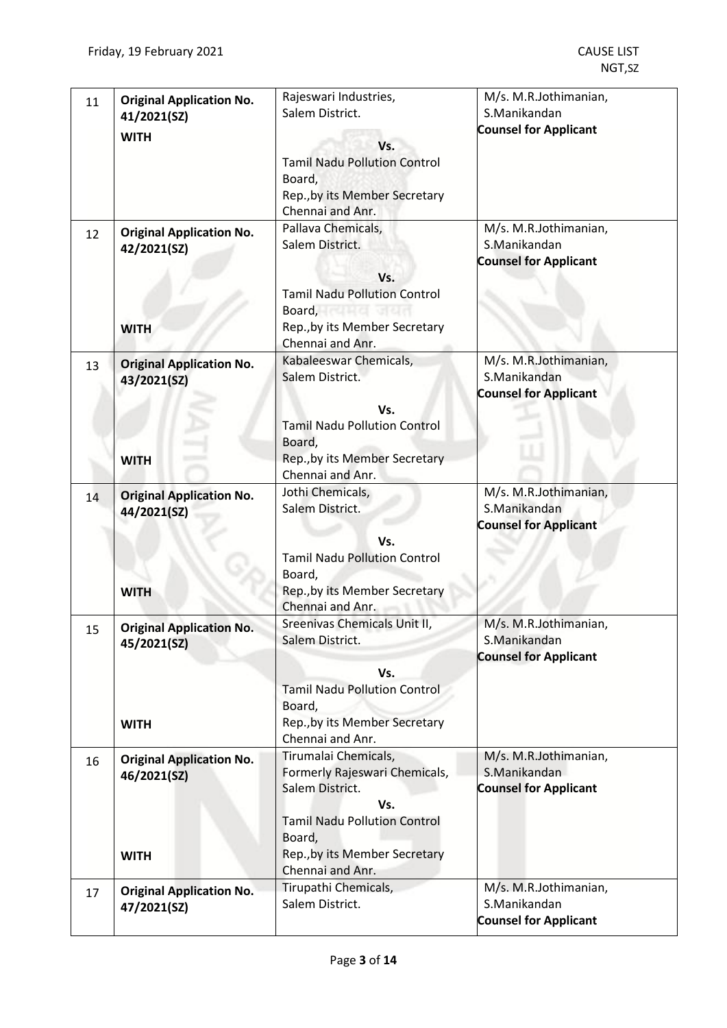| | | | |
|---|---|---|---|
| 11 | **Original Application No. 41/2021(SZ)**<br><br>**WITH** | Rajeswari Industries,<br>Salem District.<br><br>**Vs.**<br>Tamil Nadu Pollution Control Board,<br>Rep.,by its Member Secretary<br>Chennai and Anr. | M/s. M.R.Jothimanian,<br>S.Manikandan<br>**Counsel for Applicant** |
| 12 | **Original Application No. 42/2021(SZ)**<br><br>**WITH** | Pallava Chemicals,<br>Salem District.<br><br>**Vs.**<br>Tamil Nadu Pollution Control Board,<br>Rep.,by its Member Secretary<br>Chennai and Anr. | M/s. M.R.Jothimanian,<br>S.Manikandan<br>**Counsel for Applicant** |
| 13 | **Original Application No. 43/2021(SZ)**<br><br>**WITH** | Kabaleeswar Chemicals,<br>Salem District.<br><br>**Vs.**<br>Tamil Nadu Pollution Control Board,<br>Rep.,by its Member Secretary<br>Chennai and Anr. | M/s. M.R.Jothimanian,<br>S.Manikandan<br>**Counsel for Applicant** |
| 14 | **Original Application No. 44/2021(SZ)**<br><br>**WITH** | Jothi Chemicals,<br>Salem District.<br><br>**Vs.**<br>Tamil Nadu Pollution Control Board,<br>Rep.,by its Member Secretary<br>Chennai and Anr. | M/s. M.R.Jothimanian,<br>S.Manikandan<br>**Counsel for Applicant** |
| 15 | **Original Application No. 45/2021(SZ)**<br><br>**WITH** | Sreenivas Chemicals Unit II,<br>Salem District.<br><br>**Vs.**<br>Tamil Nadu Pollution Control Board,<br>Rep.,by its Member Secretary<br>Chennai and Anr. | M/s. M.R.Jothimanian,<br>S.Manikandan<br>**Counsel for Applicant** |
| 16 | **Original Application No. 46/2021(SZ)**<br><br>**WITH** | Tirumalai Chemicals,<br>Formerly Rajeswari Chemicals,<br>Salem District.<br>**Vs.**<br>Tamil Nadu Pollution Control Board,<br>Rep.,by its Member Secretary<br>Chennai and Anr. | M/s. M.R.Jothimanian,<br>S.Manikandan<br>**Counsel for Applicant** |
| 17 | **Original Application No. 47/2021(SZ)** | Tirupathi Chemicals,<br>Salem District. | M/s. M.R.Jothimanian,<br>S.Manikandan<br>**Counsel for Applicant** |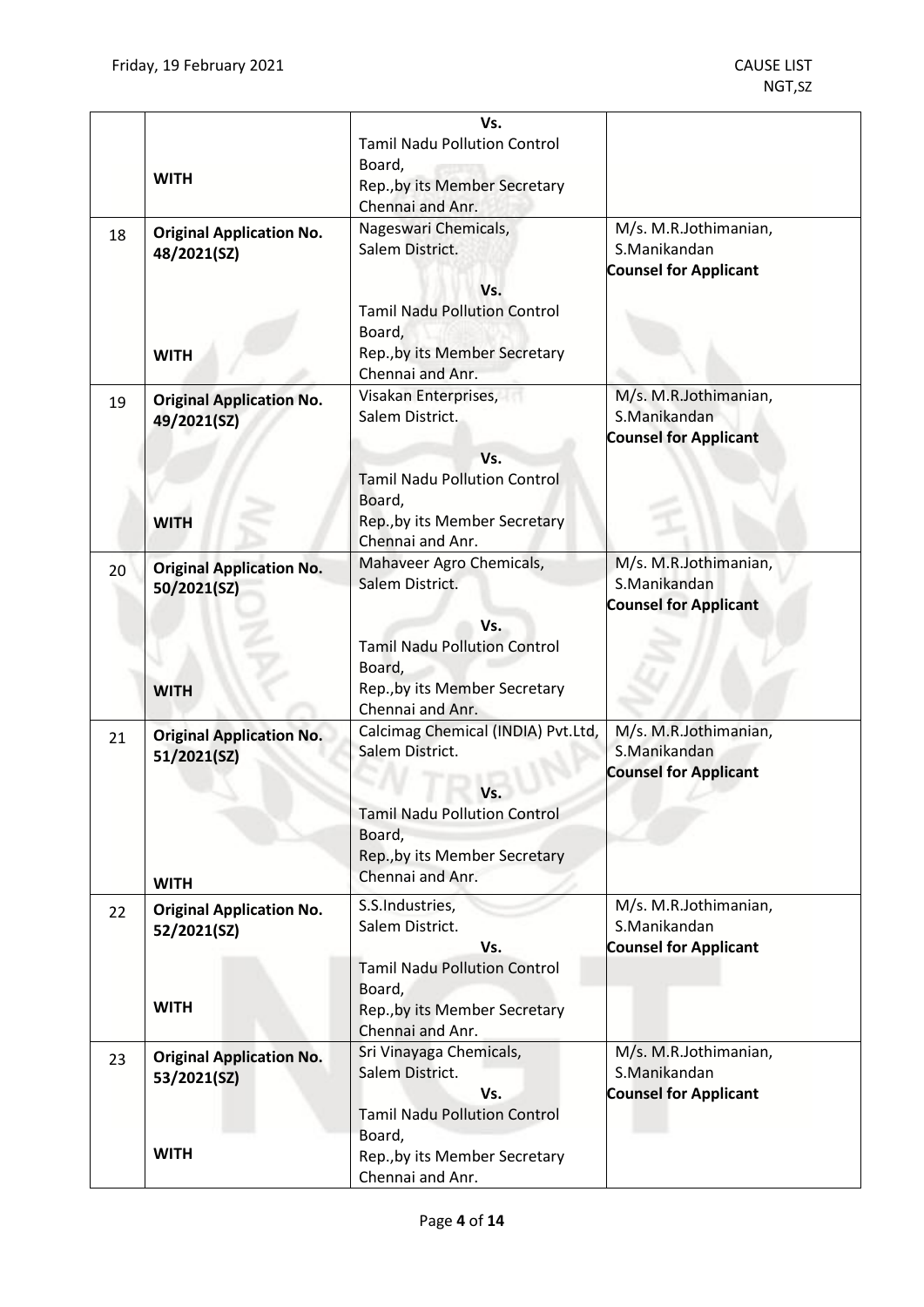| | | | |
|---|---|---|---|
| | **WITH** | Vs.<br>Tamil Nadu Pollution Control Board,<br>Rep.,by its Member Secretary<br>Chennai and Anr. | |
| 18 | **Original Application No. 48/2021(SZ)**<br><br>**WITH** | Nageswari Chemicals,<br>Salem District.<br>Vs.<br>Tamil Nadu Pollution Control Board,<br>Rep.,by its Member Secretary<br>Chennai and Anr. | M/s. M.R.Jothimanian,<br>S.Manikandan<br>**Counsel for Applicant** |
| 19 | **Original Application No. 49/2021(SZ)**<br><br>**WITH** | Visakan Enterprises,<br>Salem District.<br>Vs.<br>Tamil Nadu Pollution Control Board,<br>Rep.,by its Member Secretary<br>Chennai and Anr. | M/s. M.R.Jothimanian,<br>S.Manikandan<br>**Counsel for Applicant** |
| 20 | **Original Application No. 50/2021(SZ)**<br><br>**WITH** | Mahaveer Agro Chemicals,<br>Salem District.<br>Vs.<br>Tamil Nadu Pollution Control Board,<br>Rep.,by its Member Secretary<br>Chennai and Anr. | M/s. M.R.Jothimanian,<br>S.Manikandan<br>**Counsel for Applicant** |
| 21 | **Original Application No. 51/2021(SZ)**<br><br>**WITH** | Calcimag Chemical (INDIA) Pvt.Ltd,<br>Salem District.<br>Vs.<br>Tamil Nadu Pollution Control Board,<br>Rep.,by its Member Secretary<br>Chennai and Anr. | M/s. M.R.Jothimanian,<br>S.Manikandan<br>**Counsel for Applicant** |
| 22 | **Original Application No. 52/2021(SZ)**<br><br>**WITH** | S.S.Industries,<br>Salem District.<br>Vs.<br>Tamil Nadu Pollution Control Board,<br>Rep.,by its Member Secretary<br>Chennai and Anr. | M/s. M.R.Jothimanian,<br>S.Manikandan<br>**Counsel for Applicant** |
| 23 | **Original Application No. 53/2021(SZ)**<br><br>**WITH** | Sri Vinayaga Chemicals,<br>Salem District.<br>Vs.<br>Tamil Nadu Pollution Control Board,<br>Rep.,by its Member Secretary<br>Chennai and Anr. | M/s. M.R.Jothimanian,<br>S.Manikandan<br>**Counsel for Applicant** |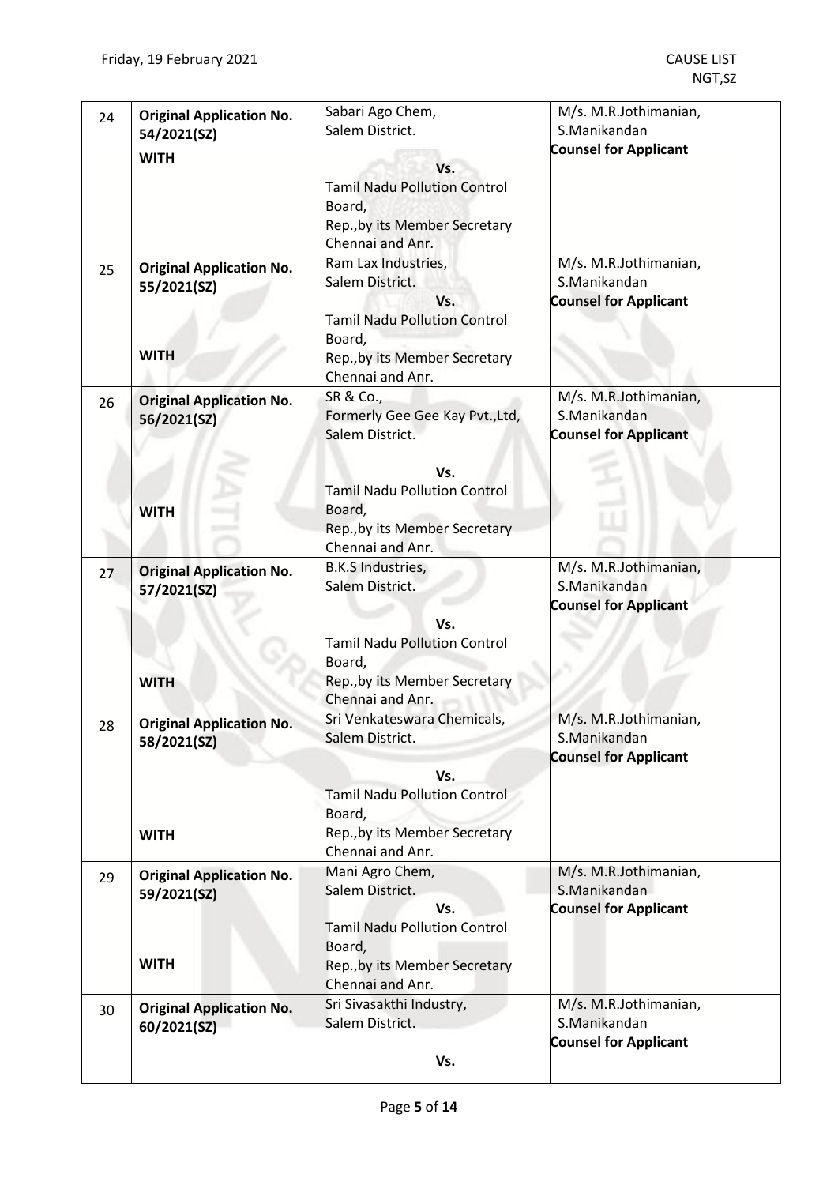| | | | |
|---|---|---|---|
| 24 | **Original Application No. 54/2021(SZ)**<br><br>**WITH** | Sabari Ago Chem,<br>Salem District.<br>**Vs.**<br>Tamil Nadu Pollution Control Board,<br>Rep.,by its Member Secretary<br>Chennai and Anr. | M/s. M.R.Jothimanian,<br>S.Manikandan<br>**Counsel for Applicant** |
| 25 | **Original Application No. 55/2021(SZ)**<br><br>**WITH** | Ram Lax Industries,<br>Salem District.<br>**Vs.**<br>Tamil Nadu Pollution Control Board,<br>Rep.,by its Member Secretary<br>Chennai and Anr. | M/s. M.R.Jothimanian,<br>S.Manikandan<br>**Counsel for Applicant** |
| 26 | **Original Application No. 56/2021(SZ)**<br><br>**WITH** | SR & Co.,<br>Formerly Gee Gee Kay Pvt.,Ltd,<br>Salem District.<br>**Vs.**<br>Tamil Nadu Pollution Control Board,<br>Rep.,by its Member Secretary<br>Chennai and Anr. | M/s. M.R.Jothimanian,<br>S.Manikandan<br>**Counsel for Applicant** |
| 27 | **Original Application No. 57/2021(SZ)**<br><br>**WITH** | B.K.S Industries,<br>Salem District.<br>**Vs.**<br>Tamil Nadu Pollution Control Board,<br>Rep.,by its Member Secretary<br>Chennai and Anr. | M/s. M.R.Jothimanian,<br>S.Manikandan<br>**Counsel for Applicant** |
| 28 | **Original Application No. 58/2021(SZ)**<br><br>**WITH** | Sri Venkateswara Chemicals,<br>Salem District.<br>**Vs.**<br>Tamil Nadu Pollution Control Board,<br>Rep.,by its Member Secretary<br>Chennai and Anr. | M/s. M.R.Jothimanian,<br>S.Manikandan<br>**Counsel for Applicant** |
| 29 | **Original Application No. 59/2021(SZ)**<br><br>**WITH** | Mani Agro Chem,<br>Salem District.<br>**Vs.**<br>Tamil Nadu Pollution Control Board,<br>Rep.,by its Member Secretary<br>Chennai and Anr. | M/s. M.R.Jothimanian,<br>S.Manikandan<br>**Counsel for Applicant** |
| 30 | **Original Application No. 60/2021(SZ)** | Sri Sivasakthi Industry,<br>Salem District.<br>**Vs.** | M/s. M.R.Jothimanian,<br>S.Manikandan<br>**Counsel for Applicant** |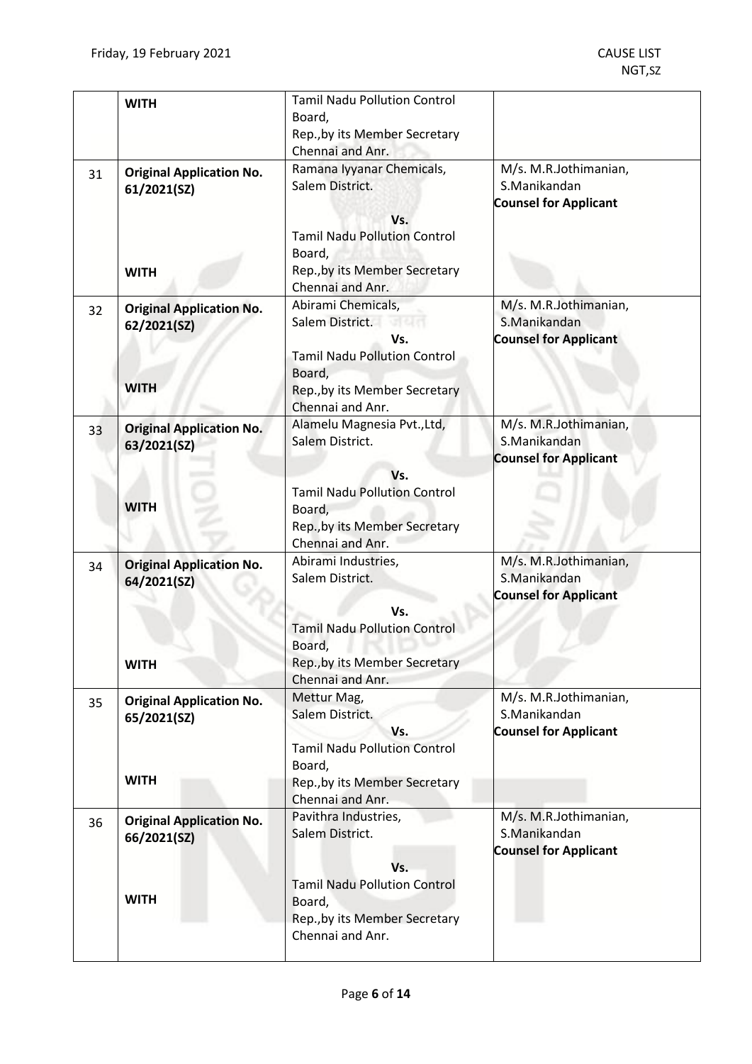| | | | |
|---|---|---|---|
| | **WITH** | Tamil Nadu Pollution Control Board,<br>Rep.,by its Member Secretary<br>Chennai and Anr. | |
| 31 | **Original Application No. 61/2021(SZ)**<br><br>**WITH** | Ramana Iyyanar Chemicals,<br>Salem District.<br>**Vs.**<br>Tamil Nadu Pollution Control Board,<br>Rep.,by its Member Secretary<br>Chennai and Anr. | M/s. M.R.Jothimanian,<br>S.Manikandan<br>**Counsel for Applicant** |
| 32 | **Original Application No. 62/2021(SZ)**<br><br>**WITH** | Abirami Chemicals,<br>Salem District.<br>**Vs.**<br>Tamil Nadu Pollution Control Board,<br>Rep.,by its Member Secretary<br>Chennai and Anr. | M/s. M.R.Jothimanian,<br>S.Manikandan<br>**Counsel for Applicant** |
| 33 | **Original Application No. 63/2021(SZ)**<br><br>**WITH** | Alamelu Magnesia Pvt.,Ltd,<br>Salem District.<br>**Vs.**<br>Tamil Nadu Pollution Control Board,<br>Rep.,by its Member Secretary<br>Chennai and Anr. | M/s. M.R.Jothimanian,<br>S.Manikandan<br>**Counsel for Applicant** |
| 34 | **Original Application No. 64/2021(SZ)**<br><br>**WITH** | Abirami Industries,<br>Salem District.<br>**Vs.**<br>Tamil Nadu Pollution Control Board,<br>Rep.,by its Member Secretary<br>Chennai and Anr. | M/s. M.R.Jothimanian,<br>S.Manikandan<br>**Counsel for Applicant** |
| 35 | **Original Application No. 65/2021(SZ)**<br><br>**WITH** | Mettur Mag,<br>Salem District.<br>**Vs.**<br>Tamil Nadu Pollution Control Board,<br>Rep.,by its Member Secretary<br>Chennai and Anr. | M/s. M.R.Jothimanian,<br>S.Manikandan<br>**Counsel for Applicant** |
| 36 | **Original Application No. 66/2021(SZ)**<br><br>**WITH** | Pavithra Industries,<br>Salem District.<br>**Vs.**<br>Tamil Nadu Pollution Control Board,<br>Rep.,by its Member Secretary<br>Chennai and Anr. | M/s. M.R.Jothimanian,<br>S.Manikandan<br>**Counsel for Applicant** |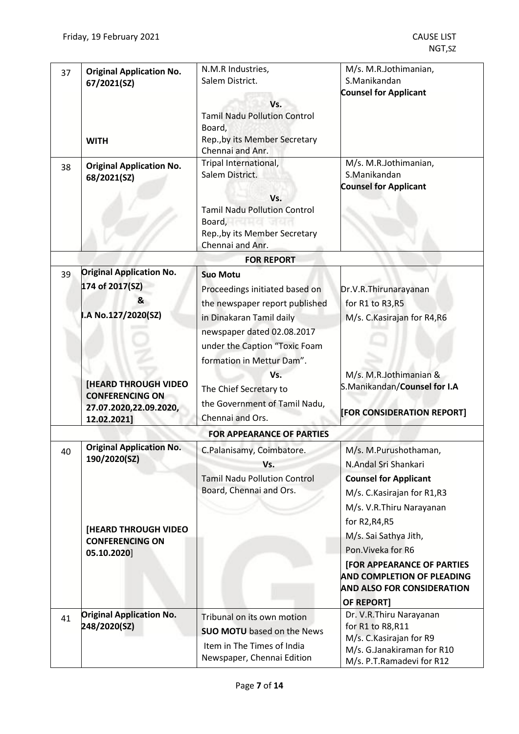| | | | |
|---|---|---|---|
| 37 | **Original Application No. 67/2021(SZ)**<br><br>**WITH** | N.M.R Industries, Salem District.<br>**Vs.**<br>Tamil Nadu Pollution Control Board, Rep.,by its Member Secretary Chennai and Anr. | M/s. M.R.Jothimanian, S.Manikandan<br>**Counsel for Applicant** |
| 38 | **Original Application No. 68/2021(SZ)** | Tripal International, Salem District.<br>**Vs.**<br>Tamil Nadu Pollution Control Board, Rep.,by its Member Secretary Chennai and Anr. | M/s. M.R.Jothimanian, S.Manikandan<br>**Counsel for Applicant** |
| | | **FOR REPORT** | |
| 39 | **Original Application No. 174 of 2017(SZ)**<br>**&**<br>**I.A No.127/2020(SZ)**<br><br>**[HEARD THROUGH VIDEO CONFERENCING ON 27.07.2020,22.09.2020, 12.02.2021]** | **Suo Motu**<br>Proceedings initiated based on the newspaper report published in Dinakaran Tamil daily newspaper dated 02.08.2017 under the Caption "Toxic Foam formation in Mettur Dam".<br>**Vs.**<br>The Chief Secretary to the Government of Tamil Nadu, Chennai and Ors. | Dr.V.R.Thirunarayanan for R1 to R3,R5<br>M/s. C.Kasirajan for R4,R6<br><br>M/s. M.R.Jothimanian & S.Manikandan/**Counsel for I.A**<br><br>**[FOR CONSIDERATION REPORT]** |
| | | **FOR APPEARANCE OF PARTIES** | |
| 40 | **Original Application No. 190/2020(SZ)**<br><br>**[HEARD THROUGH VIDEO CONFERENCING ON 05.10.2020]** | C.Palanisamy, Coimbatore.<br>**Vs.**<br>Tamil Nadu Pollution Control Board, Chennai and Ors. | M/s. M.Purushothaman, N.Andal Sri Shankari<br>**Counsel for Applicant**<br>M/s. C.Kasirajan for R1,R3<br>M/s. V.R.Thiru Narayanan for R2,R4,R5<br>M/s. Sai Sathya Jith, Pon.Viveka for R6<br>**[FOR APPEARANCE OF PARTIES AND COMPLETION OF PLEADING AND ALSO FOR CONSIDERATION OF REPORT]** |
| 41 | **Original Application No. 248/2020(SZ)** | Tribunal on its own motion<br>**SUO MOTU** based on the News Item in The Times of India Newspaper, Chennai Edition | Dr. V.R.Thiru Narayanan for R1 to R8,R11<br>M/s. C.Kasirajan for R9<br>M/s. G.Janakiraman for R10<br>M/s. P.T.Ramadevi for R12 |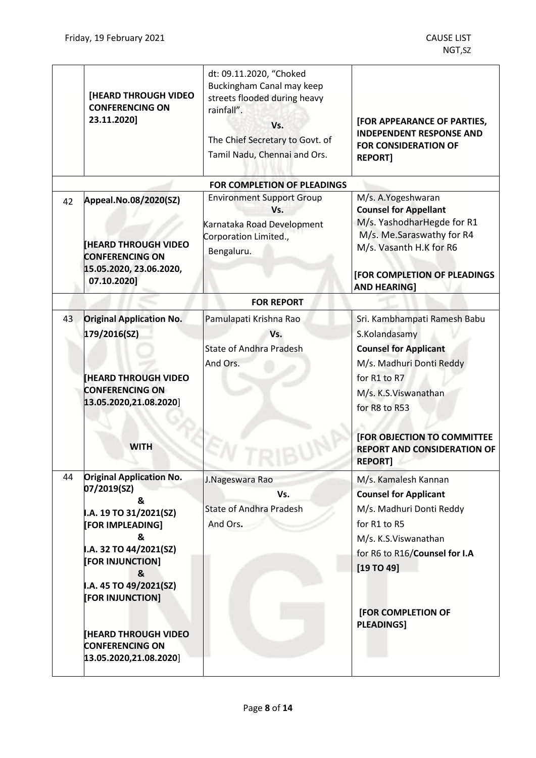| | | | |
|---|---|---|---|
| | [HEARD THROUGH VIDEO CONFERENCING ON 23.11.2020] | dt: 09.11.2020, "Choked Buckingham Canal may keep streets flooded during heavy rainfall".<br>Vs.<br>The Chief Secretary to Govt. of Tamil Nadu, Chennai and Ors. | [FOR APPEARANCE OF PARTIES, INDEPENDENT RESPONSE AND FOR CONSIDERATION OF REPORT] |
| | | **FOR COMPLETION OF PLEADINGS** | |
| 42 | **Appeal.No.08/2020(SZ)**<br><br>**[HEARD THROUGH VIDEO CONFERENCING ON 15.05.2020, 23.06.2020, 07.10.2020]** | Environment Support Group<br>Vs.<br>Karnataka Road Development Corporation Limited., Bengaluru. | M/s. A.Yogeshwaran<br>**Counsel for Appellant**<br>M/s. YashodharHegde for R1<br>M/s. Me.Saraswathy for R4<br>M/s. Vasanth H.K for R6<br><br>**[FOR COMPLETION OF PLEADINGS AND HEARING]** |
| | | **FOR REPORT** | |
| 43 | **Original Application No. 179/2016(SZ)**<br><br>**[HEARD THROUGH VIDEO CONFERENCING ON 13.05.2020,21.08.2020]**<br><br>**WITH** | Pamulapati Krishna Rao<br>Vs.<br>State of Andhra Pradesh And Ors. | Sri. Kambhampati Ramesh Babu<br>S.Kolandasamy<br>**Counsel for Applicant**<br>M/s. Madhuri Donti Reddy for R1 to R7<br>M/s. K.S.Viswanathan for R8 to R53<br><br>**[FOR OBJECTION TO COMMITTEE REPORT AND CONSIDERATION OF REPORT]** |
| 44 | **Original Application No. 07/2019(SZ)**<br>**&**<br>**I.A. 19 TO 31/2021(SZ) [FOR IMPLEADING]**<br>**&**<br>**I.A. 32 TO 44/2021(SZ) [FOR INJUNCTION]**<br>**&**<br>**I.A. 45 TO 49/2021(SZ) [FOR INJUNCTION]**<br><br>**[HEARD THROUGH VIDEO CONFERENCING ON 13.05.2020,21.08.2020]** | J.Nageswara Rao<br>Vs.<br>State of Andhra Pradesh And Ors. | M/s. Kamalesh Kannan<br>**Counsel for Applicant**<br>M/s. Madhuri Donti Reddy for R1 to R5<br>M/s. K.S.Viswanathan for R6 to R16/**Counsel for I.A [19 TO 49]**<br><br>**[FOR COMPLETION OF PLEADINGS]** |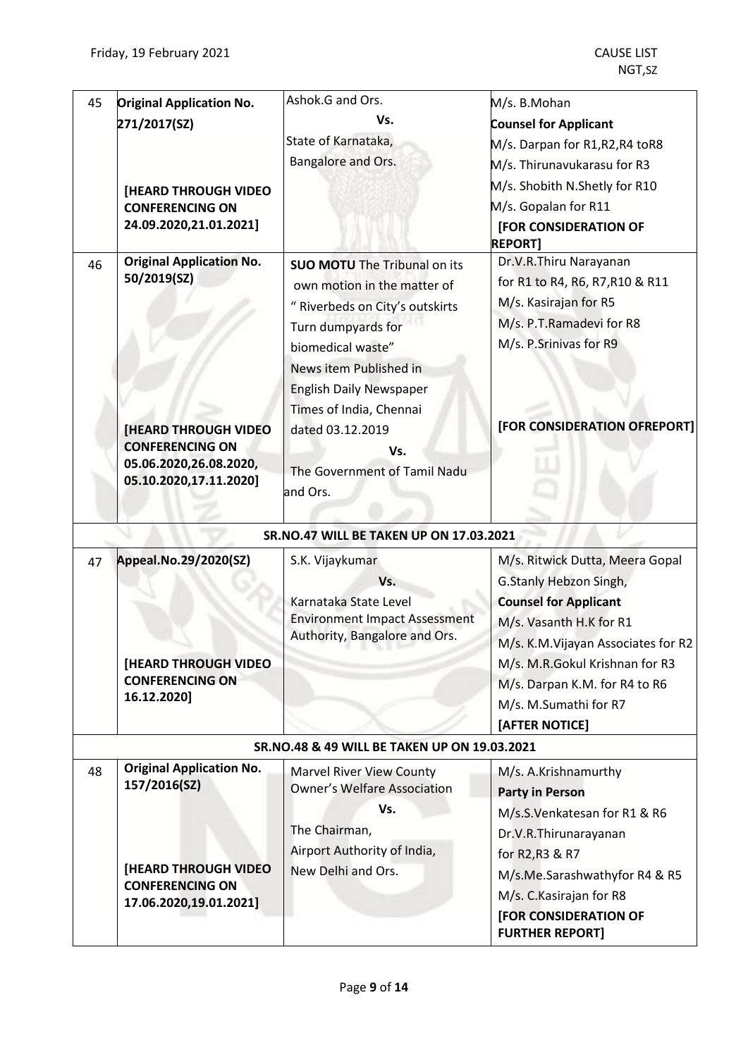| | | | |
|---|---|---|---|
| 45 | **Original Application No. 271/2017(SZ)**<br><br>**[HEARD THROUGH VIDEO CONFERENCING ON 24.09.2020,21.01.2021]** | Ashok.G and Ors.<br>**Vs.**<br>State of Karnataka, Bangalore and Ors. | M/s. B.Mohan<br>**Counsel for Applicant**<br>M/s. Darpan for R1,R2,R4 toR8<br>M/s. Thirunavukarasu for R3<br>M/s. Shobith N.Shetly for R10<br>M/s. Gopalan for R11<br>**[FOR CONSIDERATION OF REPORT]** |
| 46 | **Original Application No. 50/2019(SZ)**<br><br>**[HEARD THROUGH VIDEO CONFERENCING ON 05.06.2020,26.08.2020, 05.10.2020,17.11.2020]** | **SUO MOTU** The Tribunal on its own motion in the matter of " Riverbeds on City's outskirts Turn dumpyards for biomedical waste" News item Published in English Daily Newspaper Times of India, Chennai dated 03.12.2019<br>**Vs.**<br>The Government of Tamil Nadu and Ors. | Dr.V.R.Thiru Narayanan for R1 to R4, R6, R7,R10 & R11<br>M/s. Kasirajan for R5<br>M/s. P.T.Ramadevi for R8<br>M/s. P.Srinivas for R9<br><br>**[FOR CONSIDERATION OFREPORT]** |
| | | **SR.NO.47 WILL BE TAKEN UP ON 17.03.2021** | |
| 47 | **Appeal.No.29/2020(SZ)**<br><br>**[HEARD THROUGH VIDEO CONFERENCING ON 16.12.2020]** | S.K. Vijaykumar<br>**Vs.**<br>Karnataka State Level Environment Impact Assessment Authority, Bangalore and Ors. | M/s. Ritwick Dutta, Meera Gopal G.Stanly Hebzon Singh,<br>**Counsel for Applicant**<br>M/s. Vasanth H.K for R1<br>M/s. K.M.Vijayan Associates for R2<br>M/s. M.R.Gokul Krishnan for R3<br>M/s. Darpan K.M. for R4 to R6<br>M/s. M.Sumathi for R7<br>**[AFTER NOTICE]** |
| | | **SR.NO.48 & 49 WILL BE TAKEN UP ON 19.03.2021** | |
| 48 | **Original Application No. 157/2016(SZ)**<br><br>**[HEARD THROUGH VIDEO CONFERENCING ON 17.06.2020,19.01.2021]** | Marvel River View County Owner's Welfare Association<br>**Vs.**<br>The Chairman, Airport Authority of India, New Delhi and Ors. | M/s. A.Krishnamurthy<br>**Party in Person**<br>M/s.S.Venkatesan for R1 & R6<br>Dr.V.R.Thirunarayanan for R2,R3 & R7<br>M/s.Me.Sarashwathyfor R4 & R5<br>M/s. C.Kasirajan for R8<br>**[FOR CONSIDERATION OF FURTHER REPORT]** |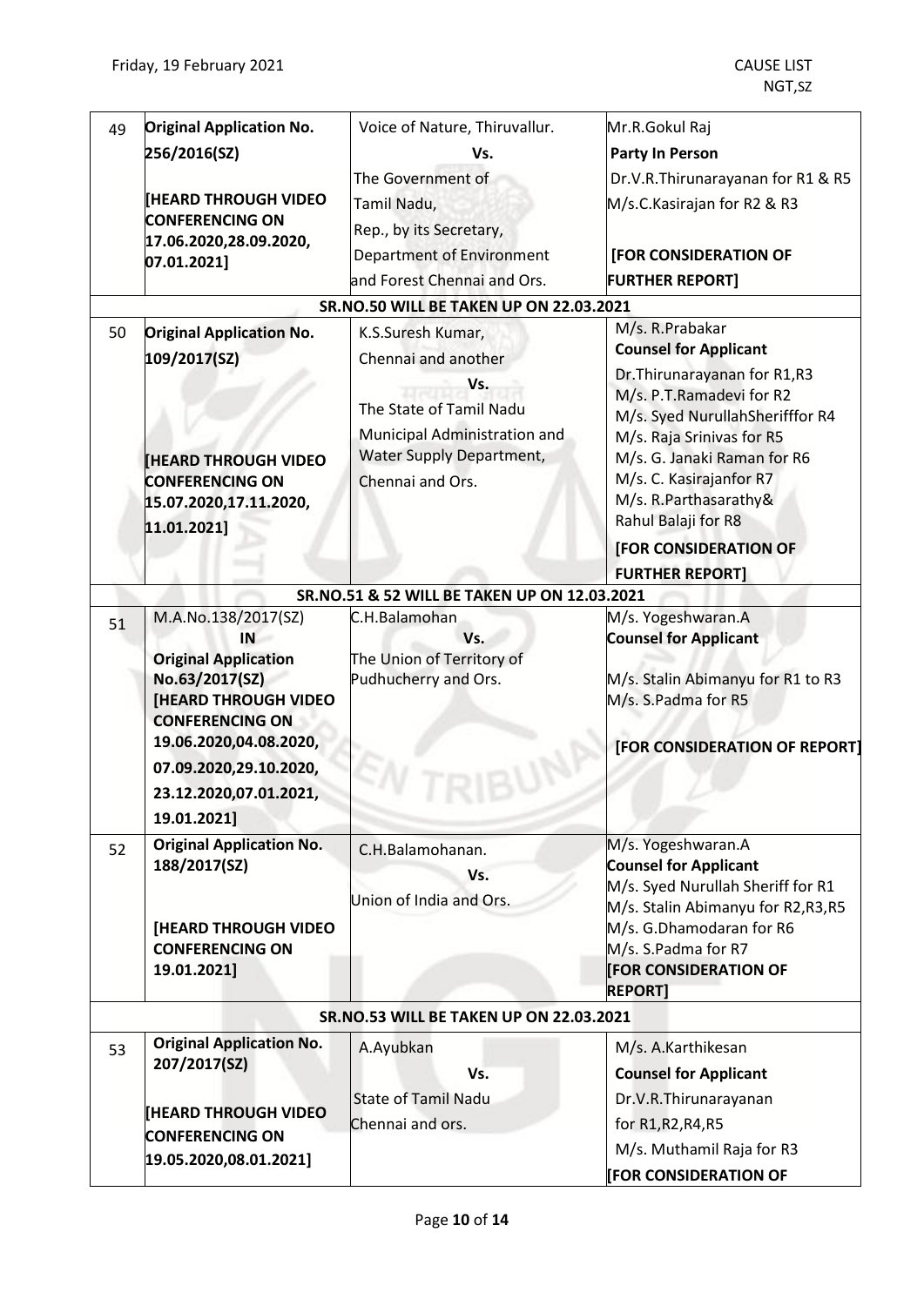| | | | |
|---|---|---|---|
| 49 | **Original Application No. 256/2016(SZ)** **[HEARD THROUGH VIDEO CONFERENCING ON 17.06.2020,28.09.2020, 07.01.2021]** | Voice of Nature, Thiruvallur. **Vs.** The Government of Tamil Nadu, Rep., by its Secretary, Department of Environment and Forest Chennai and Ors. | Mr.R.Gokul Raj **Party In Person** Dr.V.R.Thirunarayanan for R1 & R5 M/s.C.Kasirajan for R2 & R3 **[FOR CONSIDERATION OF FURTHER REPORT]** |
| | | **SR.NO.50 WILL BE TAKEN UP ON 22.03.2021** | |
| 50 | **Original Application No. 109/2017(SZ)** **[HEARD THROUGH VIDEO CONFERENCING ON 15.07.2020,17.11.2020, 11.01.2021]** | K.S.Suresh Kumar, Chennai and another **Vs.** The State of Tamil Nadu Municipal Administration and Water Supply Department, Chennai and Ors. | M/s. R.Prabakar **Counsel for Applicant** Dr.Thirunarayanan for R1,R3 M/s. P.T.Ramadevi for R2 M/s. Syed NurullahSherifffor R4 M/s. Raja Srinivas for R5 M/s. G. Janaki Raman for R6 M/s. C. Kasirajanfor R7 M/s. R.Parthasarathy& Rahul Balaji for R8 **[FOR CONSIDERATION OF FURTHER REPORT]** |
| | | **SR.NO.51 & 52 WILL BE TAKEN UP ON 12.03.2021** | |
| 51 | M.A.No.138/2017(SZ) **IN** **Original Application No.63/2017(SZ)** **[HEARD THROUGH VIDEO CONFERENCING ON 19.06.2020,04.08.2020, 07.09.2020,29.10.2020, 23.12.2020,07.01.2021, 19.01.2021]** | C.H.Balamohan **Vs.** The Union of Territory of Pudhucherry and Ors. | M/s. Yogeshwaran.A **Counsel for Applicant** M/s. Stalin Abimanyu for R1 to R3 M/s. S.Padma for R5 **[FOR CONSIDERATION OF REPORT]** |
| 52 | **Original Application No. 188/2017(SZ)** **[HEARD THROUGH VIDEO CONFERENCING ON 19.01.2021]** | C.H.Balamohanan. **Vs.** Union of India and Ors. | M/s. Yogeshwaran.A **Counsel for Applicant** M/s. Syed Nurullah Sheriff for R1 M/s. Stalin Abimanyu for R2,R3,R5 M/s. G.Dhamodaran for R6 M/s. S.Padma for R7 **[FOR CONSIDERATION OF REPORT]** |
| | | **SR.NO.53 WILL BE TAKEN UP ON 22.03.2021** | |
| 53 | **Original Application No. 207/2017(SZ)** **[HEARD THROUGH VIDEO CONFERENCING ON 19.05.2020,08.01.2021]** | A.Ayubkan **Vs.** State of Tamil Nadu Chennai and ors. | M/s. A.Karthikesan **Counsel for Applicant** Dr.V.R.Thirunarayanan for R1,R2,R4,R5 M/s. Muthamil Raja for R3 **[FOR CONSIDERATION OF** |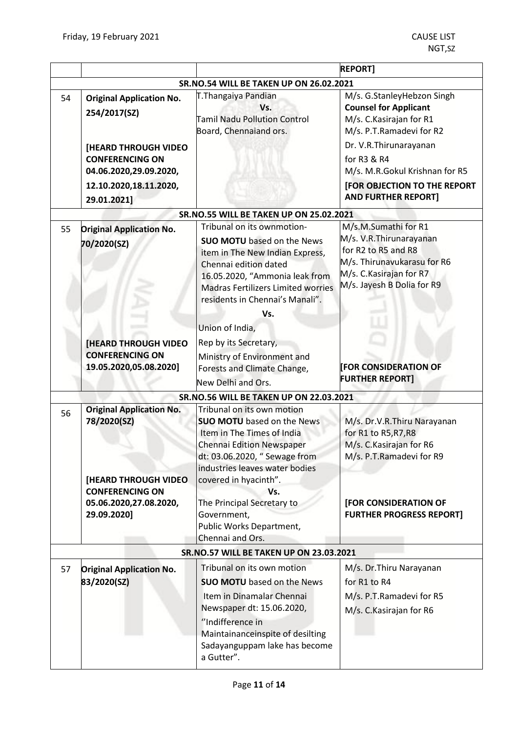| | | | REPORT] |
|---|---|---|---|
| **SR.NO.54 WILL BE TAKEN UP ON 26.02.2021** | | | |
| 54 | **Original Application No. 254/2017(SZ)**<br><br>**[HEARD THROUGH VIDEO CONFERENCING ON 04.06.2020,29.09.2020, 12.10.2020,18.11.2020, 29.01.2021]** | T.Thangaiya Pandian<br>**Vs.**<br>Tamil Nadu Pollution Control Board, Chennaiand ors. | M/s. G.StanleyHebzon Singh<br>**Counsel for Applicant**<br>M/s. C.Kasirajan for R1<br>M/s. P.T.Ramadevi for R2<br>Dr. V.R.Thirunarayanan for R3 & R4<br>M/s. M.R.Gokul Krishnan for R5<br>**[FOR OBJECTION TO THE REPORT AND FURTHER REPORT]** |
| **SR.NO.55 WILL BE TAKEN UP ON 25.02.2021** | | | |
| 55 | **Original Application No. 70/2020(SZ)**<br><br>**[HEARD THROUGH VIDEO CONFERENCING ON 19.05.2020,05.08.2020]** | Tribunal on its ownmotion-<br>**SUO MOTU** based on the News item in The New Indian Express, Chennai edition dated 16.05.2020, "Ammonia leak from Madras Fertilizers Limited worries residents in Chennai's Manali".<br>**Vs.**<br>Union of India,<br>Rep by its Secretary,<br>Ministry of Environment and Forests and Climate Change,<br>New Delhi and Ors. | M/s.M.Sumathi for R1<br>M/s. V.R.Thirunarayanan for R2 to R5 and R8<br>M/s. Thirunavukarasu for R6<br>M/s. C.Kasirajan for R7<br>M/s. Jayesh B Dolia for R9<br><br>**[FOR CONSIDERATION OF FURTHER REPORT]** |
| **SR.NO.56 WILL BE TAKEN UP ON 22.03.2021** | | | |
| 56 | **Original Application No. 78/2020(SZ)**<br><br>**[HEARD THROUGH VIDEO CONFERENCING ON 05.06.2020,27.08.2020, 29.09.2020]** | Tribunal on its own motion<br>**SUO MOTU** based on the News Item in The Times of India Chennai Edition Newspaper dt: 03.06.2020, " Sewage from industries leaves water bodies covered in hyacinth".<br>**Vs.**<br>The Principal Secretary to Government,<br>Public Works Department,<br>Chennai and Ors. | M/s. Dr.V.R.Thiru Narayanan for R1 to R5,R7,R8<br>M/s. C.Kasirajan for R6<br>M/s. P.T.Ramadevi for R9<br><br>**[FOR CONSIDERATION OF FURTHER PROGRESS REPORT]** |
| **SR.NO.57 WILL BE TAKEN UP ON 23.03.2021** | | | |
| 57 | **Original Application No. 83/2020(SZ)** | Tribunal on its own motion<br>**SUO MOTU** based on the News Item in Dinamalar Chennai Newspaper dt: 15.06.2020, ''Indifference in Maintainanceinspite of desilting Sadayanguppam lake has become a Gutter". | M/s. Dr.Thiru Narayanan for R1 to R4<br>M/s. P.T.Ramadevi for R5<br>M/s. C.Kasirajan for R6 |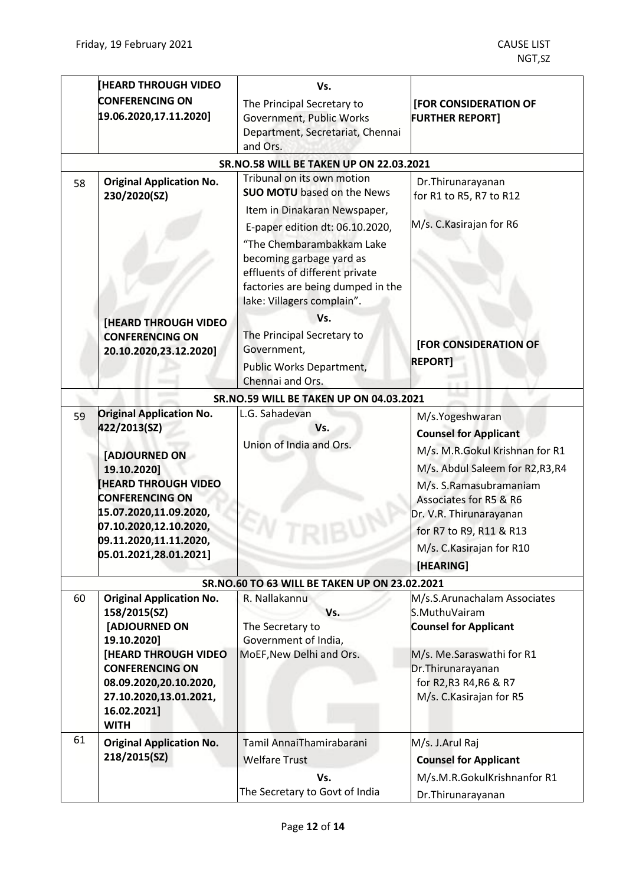| | | | |
|---|---|---|---|
| | [HEARD THROUGH VIDEO CONFERENCING ON 19.06.2020,17.11.2020] | Vs.<br>The Principal Secretary to Government, Public Works Department, Secretariat, Chennai and Ors. | [FOR CONSIDERATION OF FURTHER REPORT] |
| **SR.NO.58 WILL BE TAKEN UP ON 22.03.2021** | | | |
| 58 | **Original Application No. 230/2020(SZ)**<br><br>**[HEARD THROUGH VIDEO CONFERENCING ON 20.10.2020,23.12.2020]** | Tribunal on its own motion **SUO MOTU** based on the News Item in Dinakaran Newspaper, E-paper edition dt: 06.10.2020, "The Chembarambakkam Lake becoming garbage yard as effluents of different private factories are being dumped in the lake: Villagers complain".<br>Vs.<br>The Principal Secretary to Government, Public Works Department, Chennai and Ors. | Dr.Thirunarayanan for R1 to R5, R7 to R12<br>M/s. C.Kasirajan for R6<br><br>**[FOR CONSIDERATION OF REPORT]** |
| **SR.NO.59 WILL BE TAKEN UP ON 04.03.2021** | | | |
| 59 | **Original Application No. 422/2013(SZ)**<br><br>**[ADJOURNED ON 19.10.2020]**<br>**[HEARD THROUGH VIDEO CONFERENCING ON 15.07.2020,11.09.2020, 07.10.2020,12.10.2020, 09.11.2020,11.11.2020, 05.01.2021,28.01.2021]** | L.G. Sahadevan<br>Vs.<br>Union of India and Ors. | M/s.Yogeshwaran<br>**Counsel for Applicant**<br>M/s. M.R.Gokul Krishnan for R1<br>M/s. Abdul Saleem for R2,R3,R4<br>M/s. S.Ramasubramaniam Associates for R5 & R6<br>Dr. V.R. Thirunarayanan for R7 to R9, R11 & R13<br>M/s. C.Kasirajan for R10<br>**[HEARING]** |
| **SR.NO.60 TO 63 WILL BE TAKEN UP ON 23.02.2021** | | | |
| 60 | **Original Application No. 158/2015(SZ)**<br>**[ADJOURNED ON 19.10.2020]**<br>**[HEARD THROUGH VIDEO CONFERENCING ON 08.09.2020,20.10.2020, 27.10.2020,13.01.2021, 16.02.2021]**<br>**WITH** | R. Nallakannu<br>Vs.<br>The Secretary to Government of India, MoEF,New Delhi and Ors. | M/s.S.Arunachalam Associates<br>S.MuthuVairam<br>**Counsel for Applicant**<br>M/s. Me.Saraswathi for R1<br>Dr.Thirunarayanan for R2,R3 R4,R6 & R7<br>M/s. C.Kasirajan for R5 |
| 61 | **Original Application No. 218/2015(SZ)** | Tamil AnnaiThamirabarani Welfare Trust<br>Vs.<br>The Secretary to Govt of India | M/s. J.Arul Raj<br>**Counsel for Applicant**<br>M/s.M.R.GokulKrishnanfor R1<br>Dr.Thirunarayanan |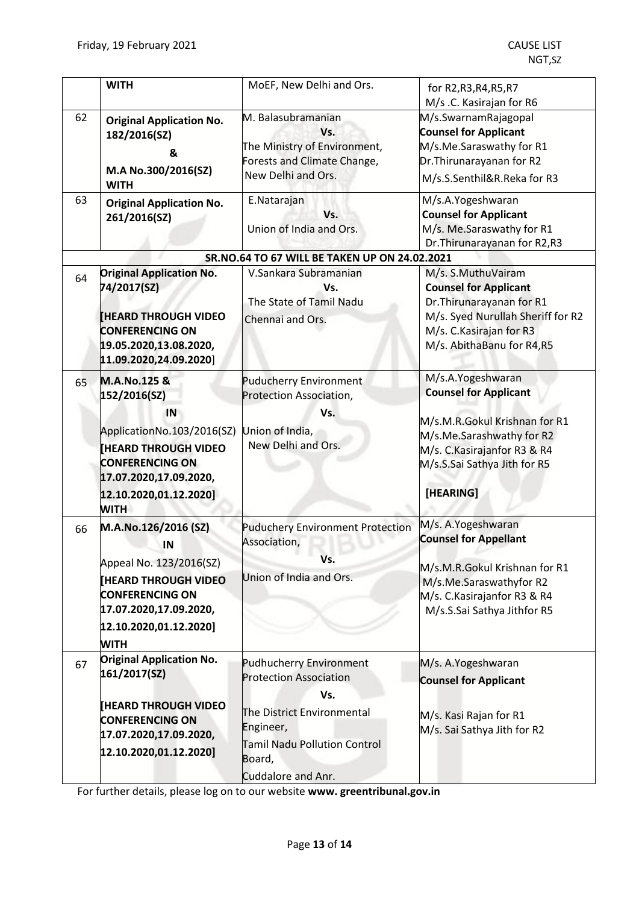| | | | |
|---|---|---|---|
| | **WITH** | MoEF, New Delhi and Ors. | for R2,R3,R4,R5,R7<br>M/s .C. Kasirajan for R6 |
| 62 | **Original Application No. 182/2016(SZ)**<br>**&**<br>**M.A No.300/2016(SZ)**<br>**WITH** | M. Balasubramanian<br>**Vs.**<br>The Ministry of Environment, Forests and Climate Change, New Delhi and Ors. | M/s.SwarnamRajagopal<br>**Counsel for Applicant**<br>M/s.Me.Saraswathy for R1<br>Dr.Thirunarayanan for R2<br>M/s.S.Senthil&R.Reka for R3 |
| 63 | **Original Application No. 261/2016(SZ)** | E.Natarajan<br>**Vs.**<br>Union of India and Ors. | M/s.A.Yogeshwaran<br>**Counsel for Applicant**<br>M/s. Me.Saraswathy for R1<br>Dr.Thirunarayanan for R2,R3 |
| | | **SR.NO.64 TO 67 WILL BE TAKEN UP ON 24.02.2021** | |
| 64 | **Original Application No. 74/2017(SZ)**<br>**[HEARD THROUGH VIDEO CONFERENCING ON 19.05.2020,13.08.2020, 11.09.2020,24.09.2020]** | V.Sankara Subramanian<br>**Vs.**<br>The State of Tamil Nadu Chennai and Ors. | M/s. S.MuthuVairam<br>**Counsel for Applicant**<br>Dr.Thirunarayanan for R1<br>M/s. Syed Nurullah Sheriff for R2<br>M/s. C.Kasirajan for R3<br>M/s. AbithaBanu for R4,R5 |
| 65 | **M.A.No.125 & 152/2016(SZ)**<br>**IN**<br>ApplicationNo.103/2016(SZ)<br>**[HEARD THROUGH VIDEO CONFERENCING ON 17.07.2020,17.09.2020, 12.10.2020,01.12.2020]**<br>**WITH** | Puducherry Environment Protection Association,<br>**Vs.**<br>Union of India, New Delhi and Ors. | M/s.A.Yogeshwaran<br>**Counsel for Applicant**<br>M/s.M.R.Gokul Krishnan for R1<br>M/s.Me.Sarashwathy for R2<br>M/s. C.Kasirajanfor R3 & R4<br>M/s.S.Sai Sathya Jith for R5<br>**[HEARING]** |
| 66 | **M.A.No.126/2016 (SZ)**<br>**IN**<br>Appeal No. 123/2016(SZ)<br>**[HEARD THROUGH VIDEO CONFERENCING ON 17.07.2020,17.09.2020, 12.10.2020,01.12.2020]**<br>**WITH** | Puduchery Environment Protection Association,<br>**Vs.**<br>Union of India and Ors. | M/s. A.Yogeshwaran<br>**Counsel for Appellant**<br>M/s.M.R.Gokul Krishnan for R1<br>M/s.Me.Saraswathyfor R2<br>M/s. C.Kasirajanfor R3 & R4<br>M/s.S.Sai Sathya Jithfor R5 |
| 67 | **Original Application No. 161/2017(SZ)**<br>**[HEARD THROUGH VIDEO CONFERENCING ON 17.07.2020,17.09.2020, 12.10.2020,01.12.2020]** | Pudhucherry Environment Protection Association<br>**Vs.**<br>The District Environmental Engineer,<br>Tamil Nadu Pollution Control Board,<br>Cuddalore and Anr. | M/s. A.Yogeshwaran<br>**Counsel for Applicant**<br>M/s. Kasi Rajan for R1<br>M/s. Sai Sathya Jith for R2 |

For further details, please log on to our website **www. greentribunal.gov.in**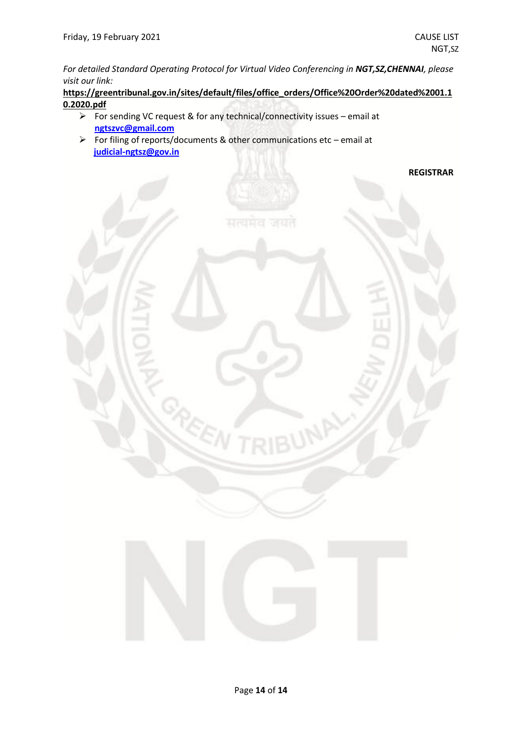*For detailed Standard Operating Protocol for Virtual Video Conferencing in **NGT,SZ,CHENNAI**, please visit our link:*

**https://greentribunal.gov.in/sites/default/files/office_orders/Office%20Order%20dated%2001.10.2020.pdf**

- For sending VC request & for any technical/connectivity issues – email at **ngtszvc@gmail.com**
- For filing of reports/documents & other communications etc – email at **judicial-ngtsz@gov.in**

**REGISTRAR**